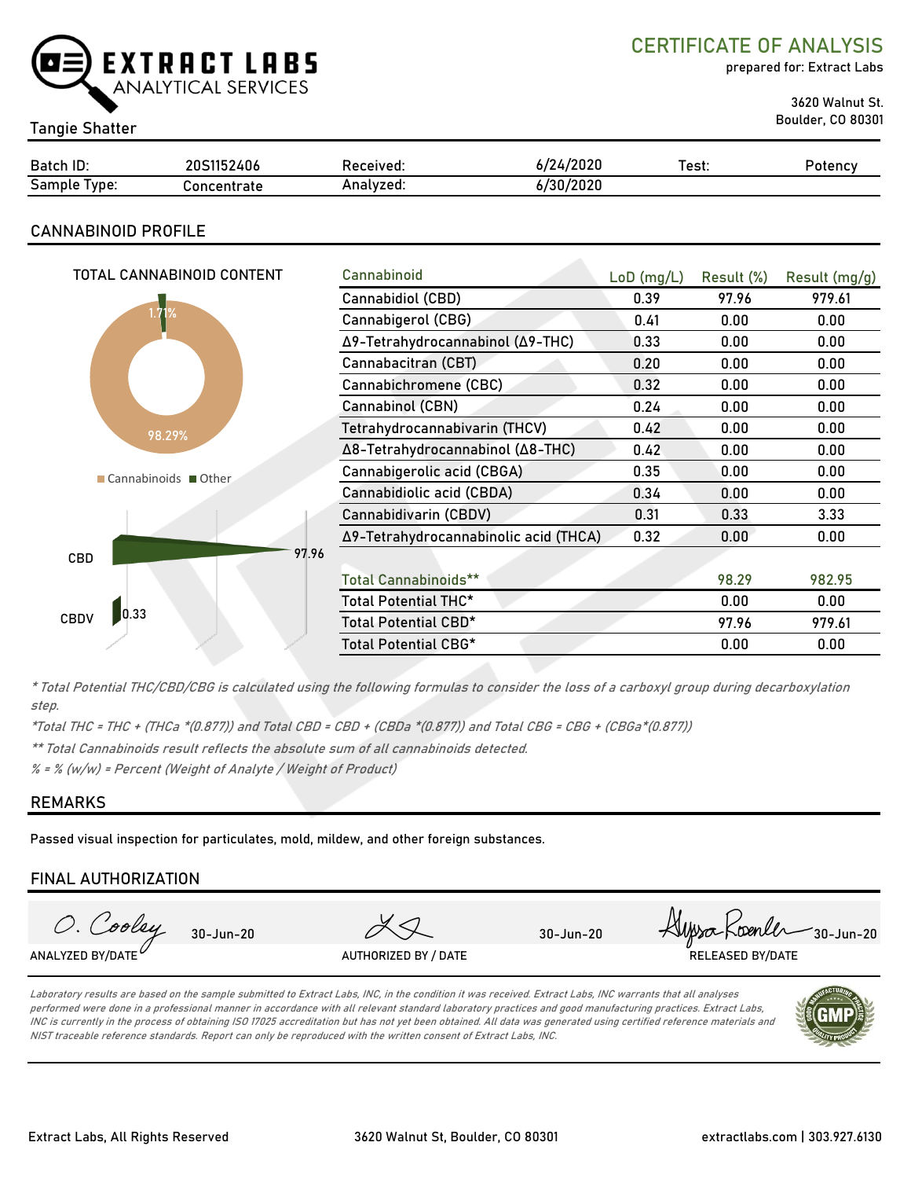# EXTRACT LABS ANALYTICAL SERVICES

## CERTIFICATE OF ANALYSIS

prepared for: Extract Labs

3620 Walnut St.
Boulder, CO 80301

Tangie Shatter

| Batch ID: | 20S1152406 | Received: | 6/24/2020 | Test: | Potency |
|---|---|---|---|---|---|
| Sample Type: | Concentrate | Analyzed: | 6/30/2020 | | |

## CANNABINOID PROFILE

TOTAL CANNABINOID CONTENT

1.71%

98.29%

Cannabinoids ■ Other

CBD 97.96

CBDV 0.33

| Cannabinoid | LoD (mg/L) | Result (%) | Result (mg/g) |
|---|---|---|---|
| Cannabidiol (CBD) | 0.39 | 97.96 | 979.61 |
| Cannabigerol (CBG) | 0.41 | 0.00 | 0.00 |
| Δ9-Tetrahydrocannabinol (Δ9-THC) | 0.33 | 0.00 | 0.00 |
| Cannabacitran (CBT) | 0.20 | 0.00 | 0.00 |
| Cannabichromene (CBC) | 0.32 | 0.00 | 0.00 |
| Cannabinol (CBN) | 0.24 | 0.00 | 0.00 |
| Tetrahydrocannabivarin (THCV) | 0.42 | 0.00 | 0.00 |
| Δ8-Tetrahydrocannabinol (Δ8-THC) | 0.42 | 0.00 | 0.00 |
| Cannabigerolic acid (CBGA) | 0.35 | 0.00 | 0.00 |
| Cannabidiolic acid (CBDA) | 0.34 | 0.00 | 0.00 |
| Cannabidivarin (CBDV) | 0.31 | 0.33 | 3.33 |
| Δ9-Tetrahydrocannabinolic acid (THCA) | 0.32 | 0.00 | 0.00 |
| | | | |
| Total Cannabinoids** | | 98.29 | 982.95 |
| Total Potential THC* | | 0.00 | 0.00 |
| Total Potential CBD* | | 97.96 | 979.61 |
| Total Potential CBG* | | 0.00 | 0.00 |

*\* Total Potential THC/CBD/CBG is calculated using the following formulas to consider the loss of a carboxyl group during decarboxylation step.*

*\*Total THC = THC + (THCa \*(0.877)) and Total CBD = CBD + (CBDa \*(0.877)) and Total CBG = CBG + (CBGa\*(0.877))*

*\*\* Total Cannabinoids result reflects the absolute sum of all cannabinoids detected.*

*% = % (w/w) = Percent (Weight of Analyte / Weight of Product)*

## REMARKS

Passed visual inspection for particulates, mold, mildew, and other foreign substances.

## FINAL AUTHORIZATION

| O. Cooley 30-Jun-20 | 30-Jun-20 | Alyssa Roenler 30-Jun-20 |
|---|---|---|
| ANALYZED BY/DATE | AUTHORIZED BY / DATE | RELEASED BY/DATE |

*Laboratory results are based on the sample submitted to Extract Labs, INC, in the condition it was received. Extract Labs, INC warrants that all analyses performed were done in a professional manner in accordance with all relevant standard laboratory practices and good manufacturing practices. Extract Labs, INC is currently in the process of obtaining ISO 17025 accreditation but has not yet been obtained. All data was generated using certified reference materials and NIST traceable reference standards. Report can only be reproduced with the written consent of Extract Labs, INC.*

Extract Labs, All Rights Reserved | 3620 Walnut St, Boulder, CO 80301 | extractlabs.com | 303.927.6130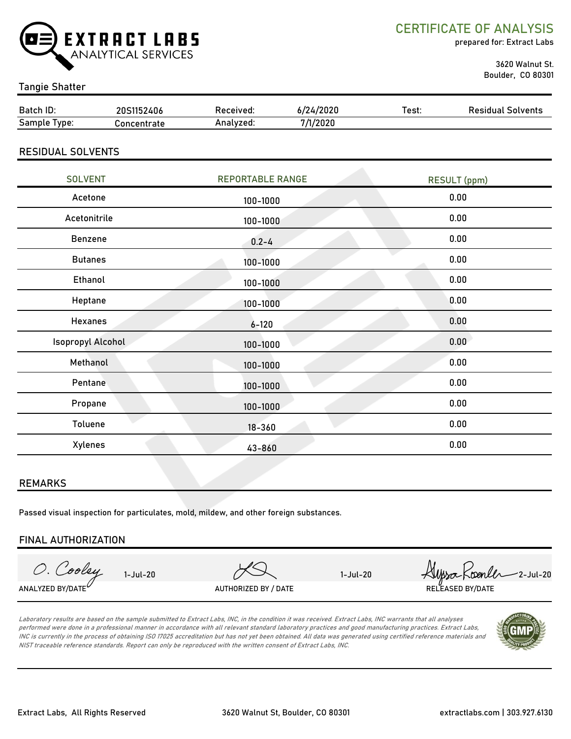# CERTIFICATE OF ANALYSIS

prepared for: Extract Labs

3620 Walnut St.
Boulder, CO 80301

**EXTRACT LABS** ANALYTICAL SERVICES

Tangie Shatter

| Batch ID: | 20S1152406 | Received: | 6/24/2020 | Test: | Residual Solvents |
|---|---|---|---|---|---|
| Sample Type: | Concentrate | Analyzed: | 7/1/2020 | | |

## RESIDUAL SOLVENTS

| SOLVENT | REPORTABLE RANGE | RESULT (ppm) |
|---|---|---|
| Acetone | 100-1000 | 0.00 |
| Acetonitrile | 100-1000 | 0.00 |
| Benzene | 0.2-4 | 0.00 |
| Butanes | 100-1000 | 0.00 |
| Ethanol | 100-1000 | 0.00 |
| Heptane | 100-1000 | 0.00 |
| Hexanes | 6-120 | 0.00 |
| Isopropyl Alcohol | 100-1000 | 0.00 |
| Methanol | 100-1000 | 0.00 |
| Pentane | 100-1000 | 0.00 |
| Propane | 100-1000 | 0.00 |
| Toluene | 18-360 | 0.00 |
| Xylenes | 43-860 | 0.00 |

## REMARKS

Passed visual inspection for particulates, mold, mildew, and other foreign substances.

## FINAL AUTHORIZATION

| O. Cooley 1-Jul-20 | 1-Jul-20 | Alyssa Roenler 2-Jul-20 |
|---|---|---|
| ANALYZED BY/DATE | AUTHORIZED BY / DATE | RELEASED BY/DATE |

*Laboratory results are based on the sample submitted to Extract Labs, INC, in the condition it was received. Extract Labs, INC warrants that all analyses performed were done in a professional manner in accordance with all relevant standard laboratory practices and good manufacturing practices. Extract Labs, INC is currently in the process of obtaining ISO 17025 accreditation but has not yet been obtained. All data was generated using certified reference materials and NIST traceable reference standards. Report can only be reproduced with the written consent of Extract Labs, INC.*

Extract Labs, All Rights Reserved | 3620 Walnut St, Boulder, CO 80301 | extractlabs.com | 303.927.6130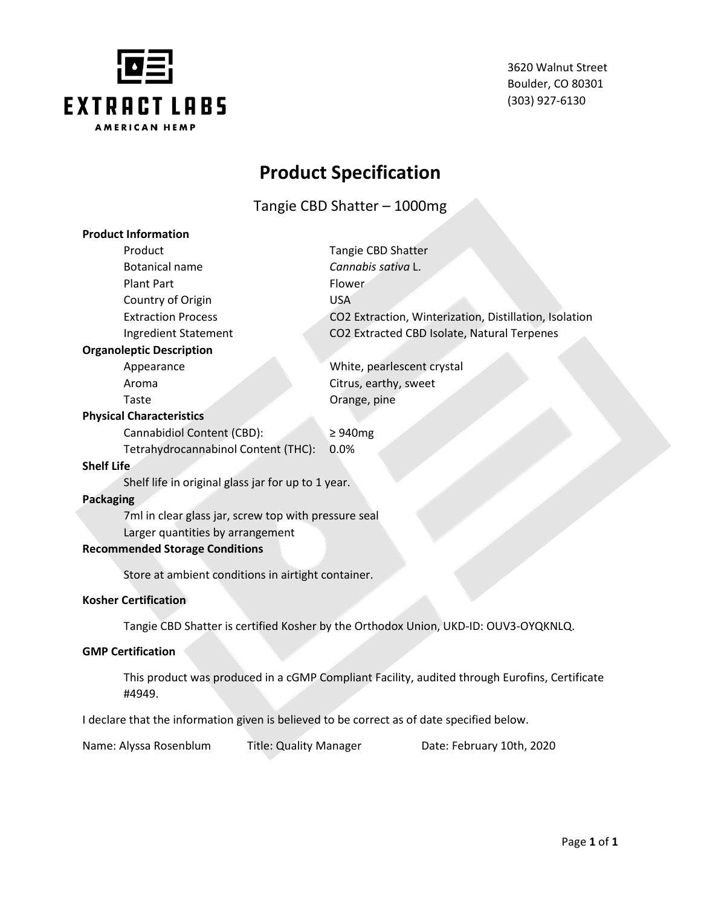**EXTRACT LABS**
AMERICAN HEMP

3620 Walnut Street
Boulder, CO 80301
(303) 927-6130

# Product Specification

## Tangie CBD Shatter – 1000mg

**Product Information**

| | |
|---|---|
| Product | Tangie CBD Shatter |
| Botanical name | *Cannabis sativa* L. |
| Plant Part | Flower |
| Country of Origin | USA |
| Extraction Process | $CO_2$ Extraction, Winterization, Distillation, Isolation |
| Ingredient Statement | $CO_2$ Extracted CBD Isolate, Natural Terpenes |

**Organoleptic Description**

| | |
|---|---|
| Appearance | White, pearlescent crystal |
| Aroma | Citrus, earthy, sweet |
| Taste | Orange, pine |

**Physical Characteristics**

| | |
|---|---|
| Cannabidiol Content (CBD): | ≥ 940mg |
| Tetrahydrocannabinol Content (THC): | 0.0% |

**Shelf Life**

Shelf life in original glass jar for up to 1 year.

**Packaging**

7ml in clear glass jar, screw top with pressure seal
Larger quantities by arrangement

**Recommended Storage Conditions**

Store at ambient conditions in airtight container.

**Kosher Certification**

Tangie CBD Shatter is certified Kosher by the Orthodox Union, UKD-ID: OUV3-OYQKNLQ.

**GMP Certification**

This product was produced in a cGMP Compliant Facility, audited through Eurofins, Certificate #4949.

I declare that the information given is believed to be correct as of date specified below.

Name: Alyssa Rosenblum Title: Quality Manager Date: February 10th, 2020